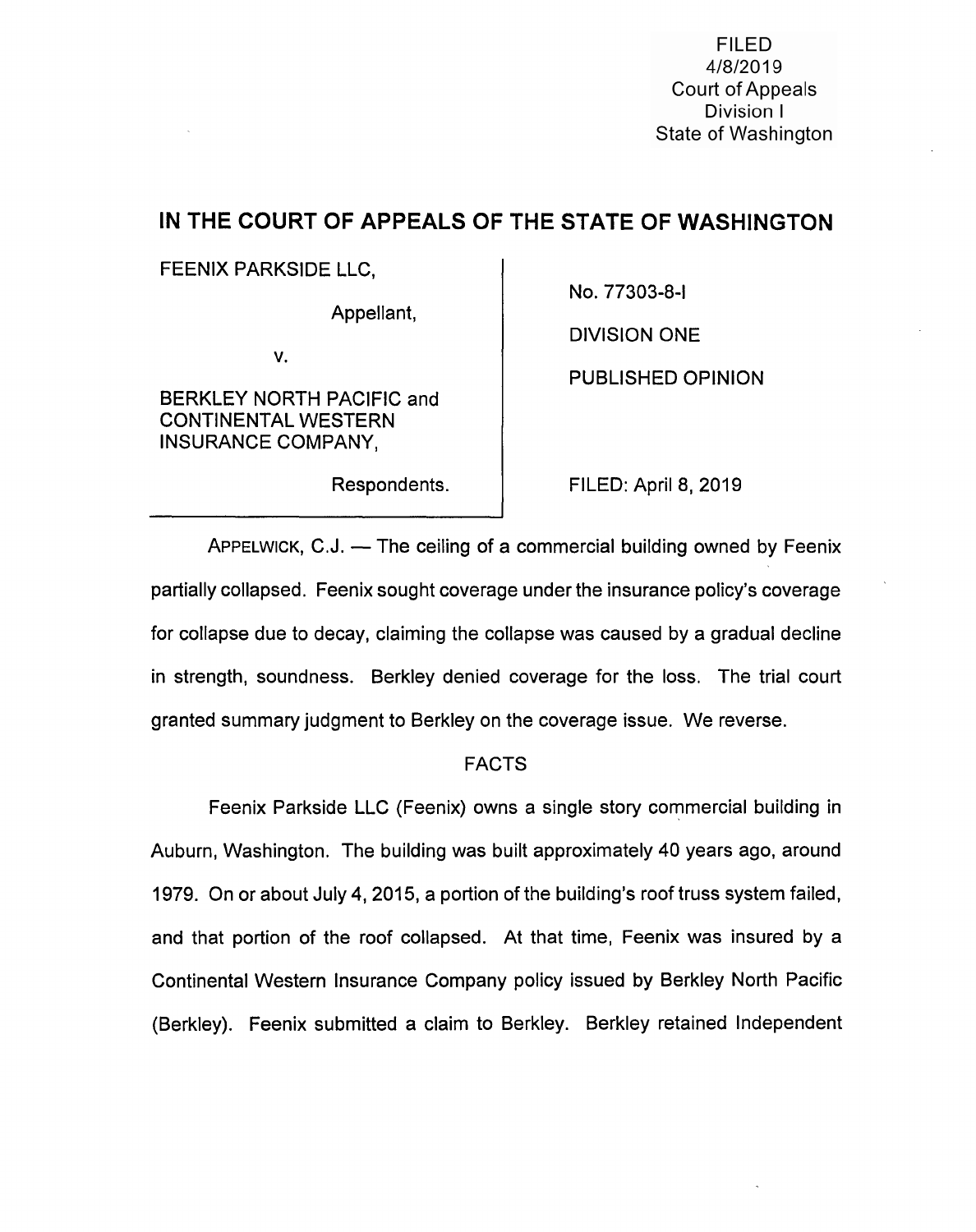FILED
4/8/2019
Court of Appeals
Division I
State of Washington

# IN THE COURT OF APPEALS OF THE STATE OF WASHINGTON

| | |
|---|---|
| FEENIX PARKSIDE LLC,<br><br>Appellant,<br><br>v.<br><br>BERKLEY NORTH PACIFIC and CONTINENTAL WESTERN INSURANCE COMPANY,<br><br>Respondents. | No. 77303-8-I<br><br>DIVISION ONE<br><br>PUBLISHED OPINION<br><br><br><br>FILED: April 8, 2019 |

APPELWICK, C.J. — The ceiling of a commercial building owned by Feenix partially collapsed. Feenix sought coverage under the insurance policy's coverage for collapse due to decay, claiming the collapse was caused by a gradual decline in strength, soundness. Berkley denied coverage for the loss. The trial court granted summary judgment to Berkley on the coverage issue. We reverse.

## FACTS

Feenix Parkside LLC (Feenix) owns a single story commercial building in Auburn, Washington. The building was built approximately 40 years ago, around 1979. On or about July 4, 2015, a portion of the building's roof truss system failed, and that portion of the roof collapsed. At that time, Feenix was insured by a Continental Western Insurance Company policy issued by Berkley North Pacific (Berkley). Feenix submitted a claim to Berkley. Berkley retained Independent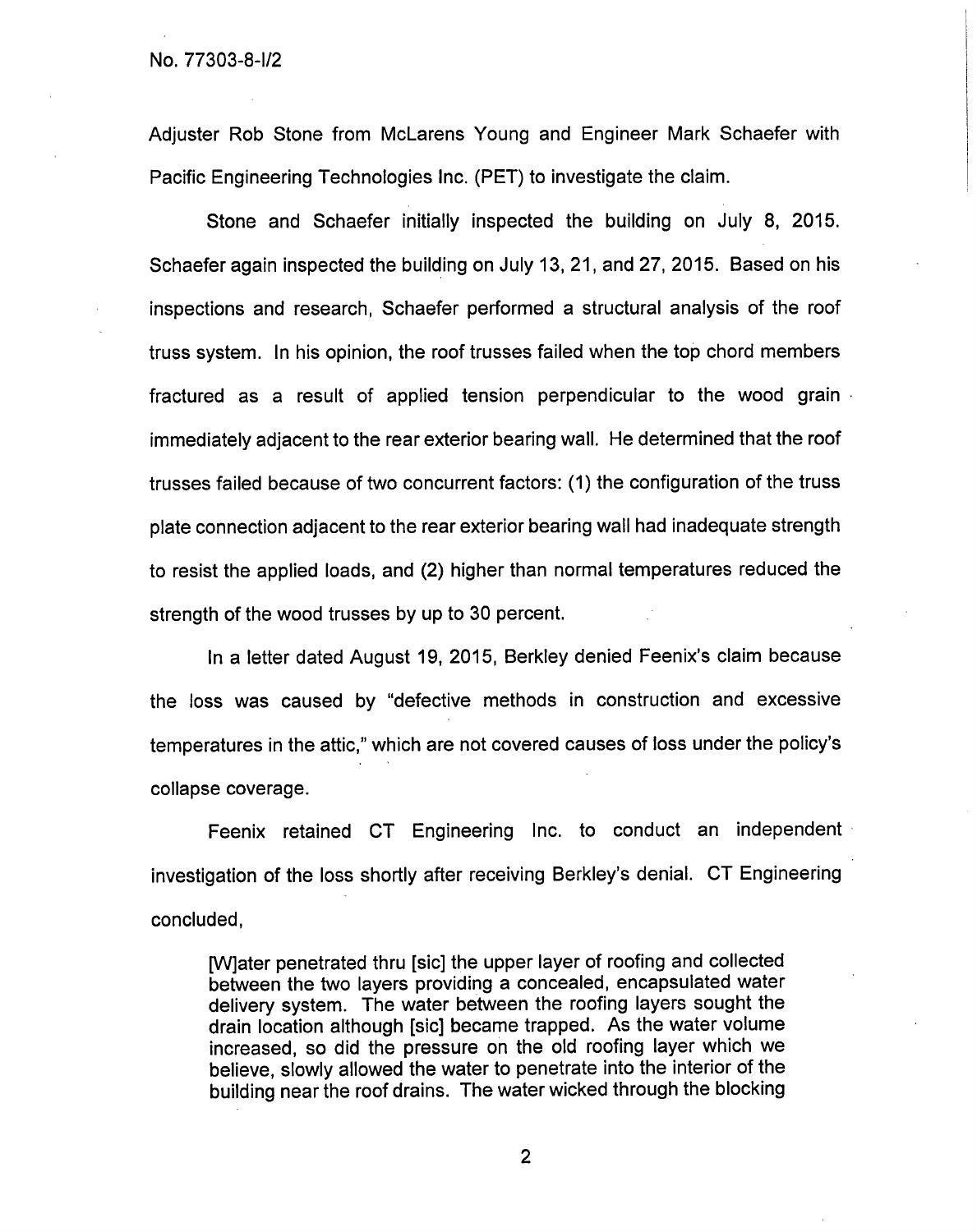Adjuster Rob Stone from McLarens Young and Engineer Mark Schaefer with Pacific Engineering Technologies Inc. (PET) to investigate the claim.

Stone and Schaefer initially inspected the building on July 8, 2015. Schaefer again inspected the building on July 13, 21, and 27, 2015. Based on his inspections and research, Schaefer performed a structural analysis of the roof truss system. In his opinion, the roof trusses failed when the top chord members fractured as a result of applied tension perpendicular to the wood grain immediately adjacent to the rear exterior bearing wall. He determined that the roof trusses failed because of two concurrent factors: (1) the configuration of the truss plate connection adjacent to the rear exterior bearing wall had inadequate strength to resist the applied loads, and (2) higher than normal temperatures reduced the strength of the wood trusses by up to 30 percent.

In a letter dated August 19, 2015, Berkley denied Feenix's claim because the loss was caused by "defective methods in construction and excessive temperatures in the attic," which are not covered causes of loss under the policy's collapse coverage.

Feenix retained CT Engineering Inc. to conduct an independent investigation of the loss shortly after receiving Berkley's denial. CT Engineering concluded,

> [W]ater penetrated thru [sic] the upper layer of roofing and collected between the two layers providing a concealed, encapsulated water delivery system. The water between the roofing layers sought the drain location although [sic] became trapped. As the water volume increased, so did the pressure on the old roofing layer which we believe, slowly allowed the water to penetrate into the interior of the building near the roof drains. The water wicked through the blocking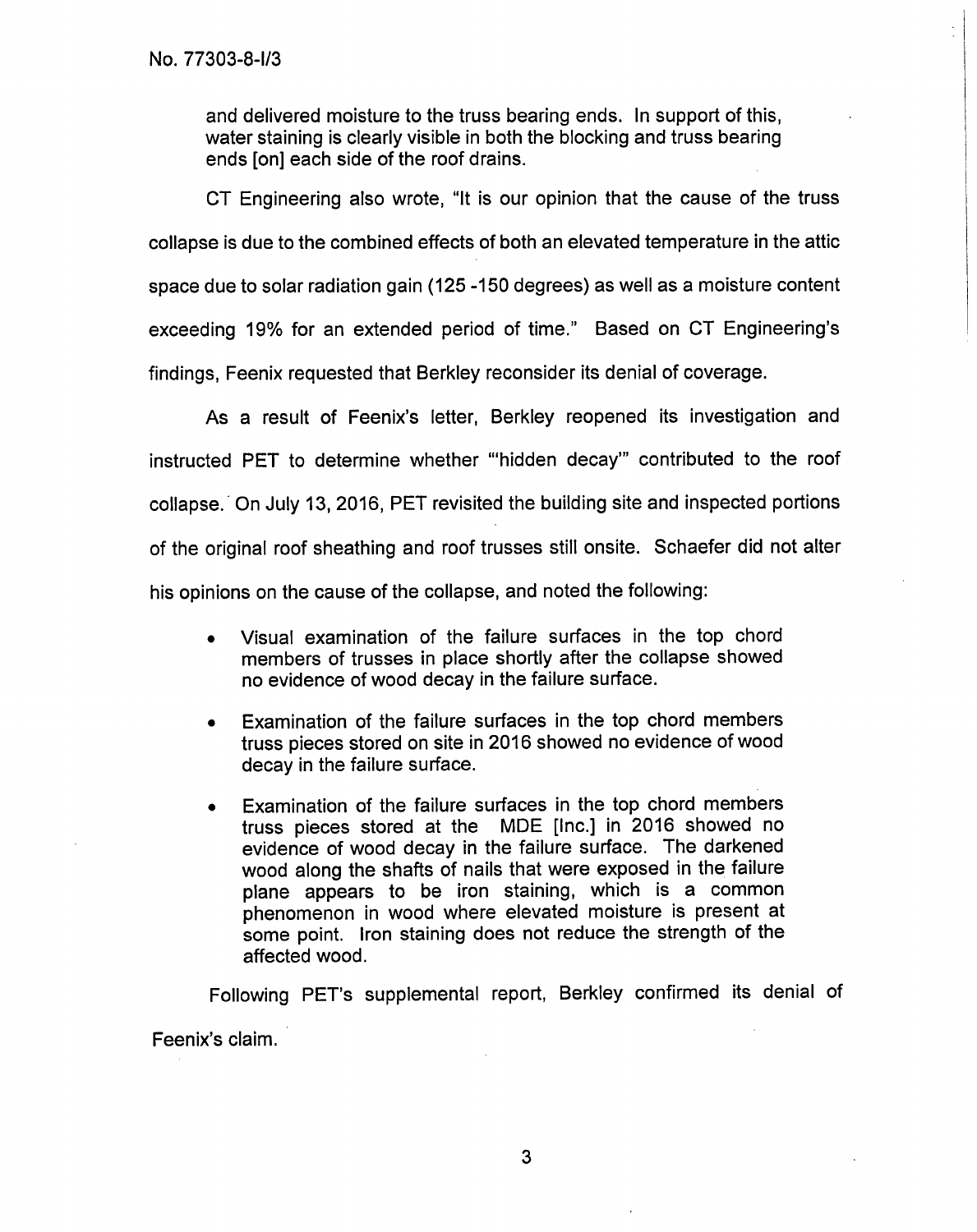> and delivered moisture to the truss bearing ends. In support of this, water staining is clearly visible in both the blocking and truss bearing ends [on] each side of the roof drains.

CT Engineering also wrote, "It is our opinion that the cause of the truss collapse is due to the combined effects of both an elevated temperature in the attic space due to solar radiation gain (125 -150 degrees) as well as a moisture content exceeding 19% for an extended period of time." Based on CT Engineering's findings, Feenix requested that Berkley reconsider its denial of coverage.

As a result of Feenix's letter, Berkley reopened its investigation and instructed PET to determine whether "'hidden decay'" contributed to the roof collapse. On July 13, 2016, PET revisited the building site and inspected portions of the original roof sheathing and roof trusses still onsite. Schaefer did not alter his opinions on the cause of the collapse, and noted the following:

> - Visual examination of the failure surfaces in the top chord members of trusses in place shortly after the collapse showed no evidence of wood decay in the failure surface.
> - Examination of the failure surfaces in the top chord members truss pieces stored on site in 2016 showed no evidence of wood decay in the failure surface.
> - Examination of the failure surfaces in the top chord members truss pieces stored at the MDE [Inc.] in 2016 showed no evidence of wood decay in the failure surface. The darkened wood along the shafts of nails that were exposed in the failure plane appears to be iron staining, which is a common phenomenon in wood where elevated moisture is present at some point. Iron staining does not reduce the strength of the affected wood.

Following PET's supplemental report, Berkley confirmed its denial of Feenix's claim.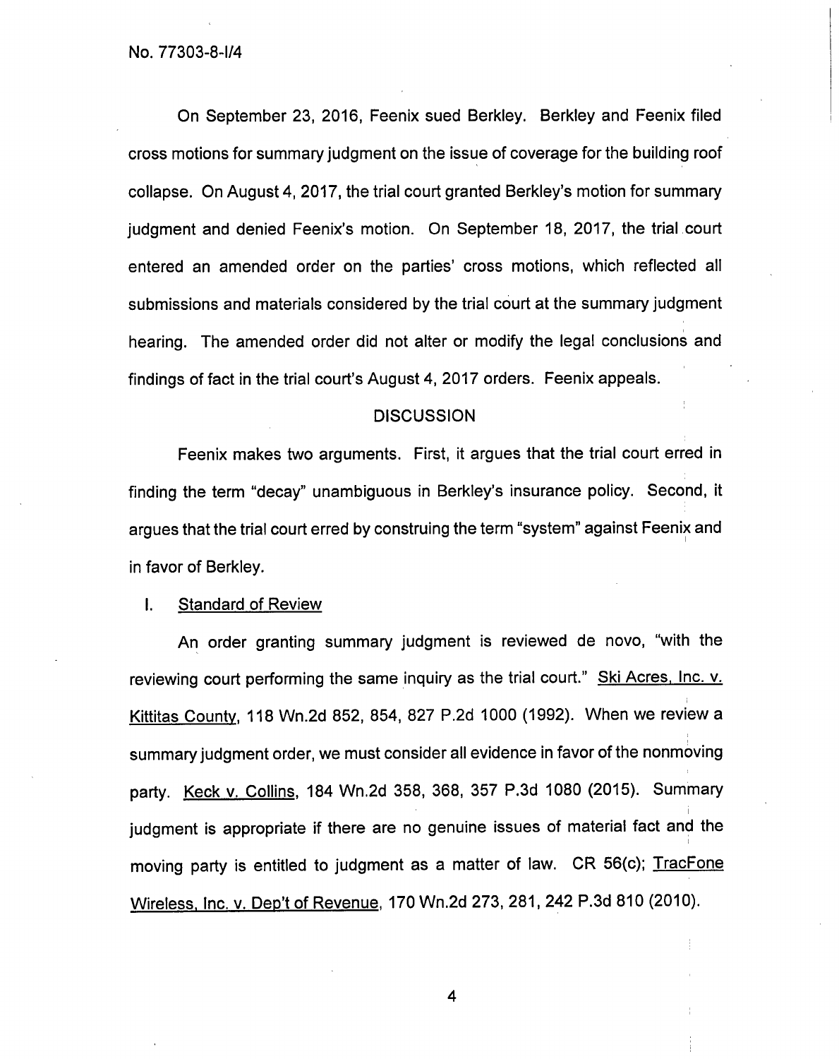On September 23, 2016, Feenix sued Berkley. Berkley and Feenix filed cross motions for summary judgment on the issue of coverage for the building roof collapse. On August 4, 2017, the trial court granted Berkley's motion for summary judgment and denied Feenix's motion. On September 18, 2017, the trial court entered an amended order on the parties' cross motions, which reflected all submissions and materials considered by the trial court at the summary judgment hearing. The amended order did not alter or modify the legal conclusions and findings of fact in the trial court's August 4, 2017 orders. Feenix appeals.

## DISCUSSION

Feenix makes two arguments. First, it argues that the trial court erred in finding the term "decay" unambiguous in Berkley's insurance policy. Second, it argues that the trial court erred by construing the term "system" against Feenix and in favor of Berkley.

### I. Standard of Review

An order granting summary judgment is reviewed de novo, "with the reviewing court performing the same inquiry as the trial court." Ski Acres, Inc. v. Kittitas County, 118 Wn.2d 852, 854, 827 P.2d 1000 (1992). When we review a summary judgment order, we must consider all evidence in favor of the nonmoving party. Keck v. Collins, 184 Wn.2d 358, 368, 357 P.3d 1080 (2015). Summary judgment is appropriate if there are no genuine issues of material fact and the moving party is entitled to judgment as a matter of law. CR 56(c); TracFone Wireless, Inc. v. Dep't of Revenue, 170 Wn.2d 273, 281, 242 P.3d 810 (2010).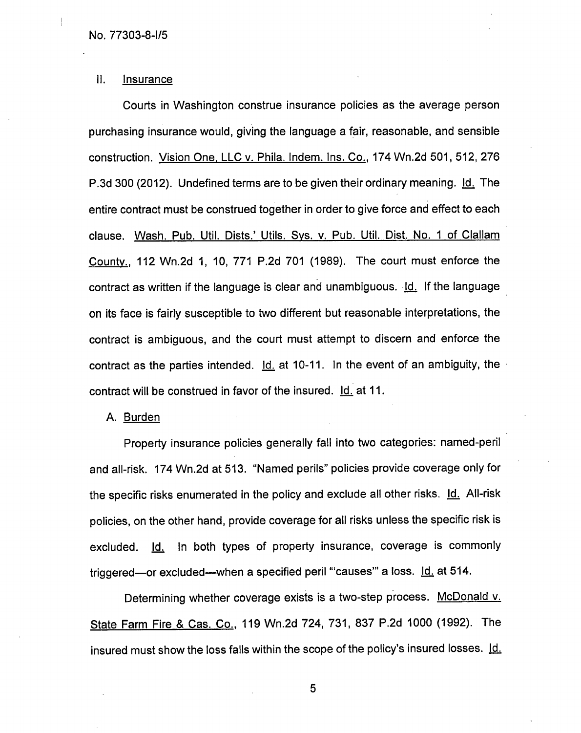II. Insurance

Courts in Washington construe insurance policies as the average person purchasing insurance would, giving the language a fair, reasonable, and sensible construction. Vision One, LLC v. Phila. Indem. Ins. Co., 174 Wn.2d 501, 512, 276 P.3d 300 (2012). Undefined terms are to be given their ordinary meaning. Id. The entire contract must be construed together in order to give force and effect to each clause. Wash. Pub. Util. Dists.' Utils. Sys. v. Pub. Util. Dist. No. 1 of Clallam County., 112 Wn.2d 1, 10, 771 P.2d 701 (1989). The court must enforce the contract as written if the language is clear and unambiguous. Id. If the language on its face is fairly susceptible to two different but reasonable interpretations, the contract is ambiguous, and the court must attempt to discern and enforce the contract as the parties intended. Id. at 10-11. In the event of an ambiguity, the contract will be construed in favor of the insured. Id. at 11.

A. Burden

Property insurance policies generally fall into two categories: named-peril and all-risk. 174 Wn.2d at 513. "Named perils" policies provide coverage only for the specific risks enumerated in the policy and exclude all other risks. Id. All-risk policies, on the other hand, provide coverage for all risks unless the specific risk is excluded. Id. In both types of property insurance, coverage is commonly triggered—or excluded—when a specified peril "'causes'" a loss. Id. at 514.

Determining whether coverage exists is a two-step process. McDonald v. State Farm Fire & Cas. Co., 119 Wn.2d 724, 731, 837 P.2d 1000 (1992). The insured must show the loss falls within the scope of the policy's insured losses. Id.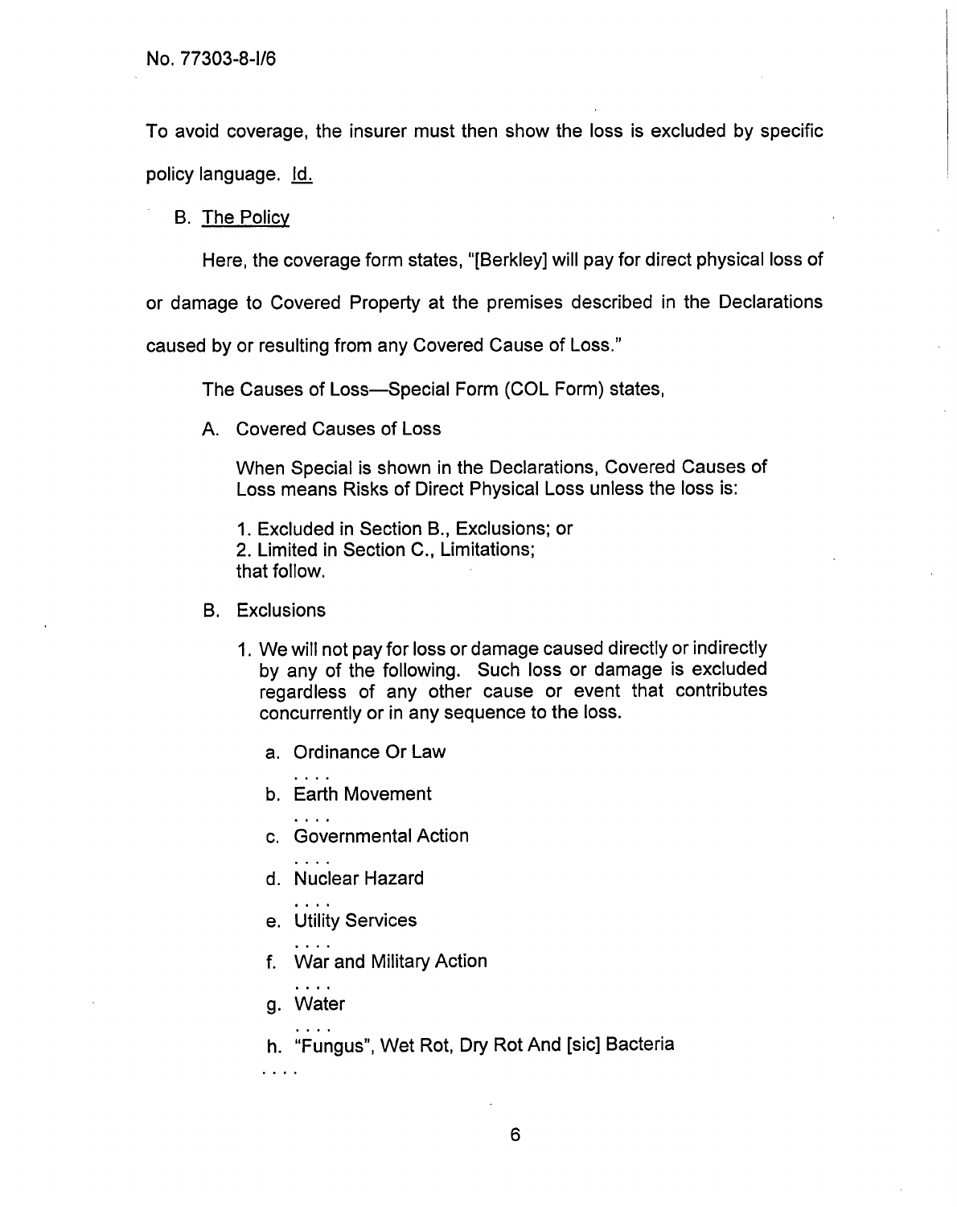To avoid coverage, the insurer must then show the loss is excluded by specific policy language. Id.

B. The Policy

Here, the coverage form states, "[Berkley] will pay for direct physical loss of or damage to Covered Property at the premises described in the Declarations caused by or resulting from any Covered Cause of Loss."

The Causes of Loss—Special Form (COL Form) states,

> A. Covered Causes of Loss
>
> When Special is shown in the Declarations, Covered Causes of Loss means Risks of Direct Physical Loss unless the loss is:
>
> 1. Excluded in Section B., Exclusions; or
> 2. Limited in Section C., Limitations;
> that follow.
>
> B. Exclusions
>
> 1. We will not pay for loss or damage caused directly or indirectly by any of the following. Such loss or damage is excluded regardless of any other cause or event that contributes concurrently or in any sequence to the loss.
>
>    a. Ordinance Or Law
>
>    . . . .
>
>    b. Earth Movement
>
>    . . . .
>
>    c. Governmental Action
>
>    . . . .
>
>    d. Nuclear Hazard
>
>    . . . .
>
>    e. Utility Services
>
>    . . . .
>
>    f. War and Military Action
>
>    . . . .
>
>    g. Water
>
>    . . . .
>
>    h. "Fungus", Wet Rot, Dry Rot And [sic] Bacteria
>
> . . . .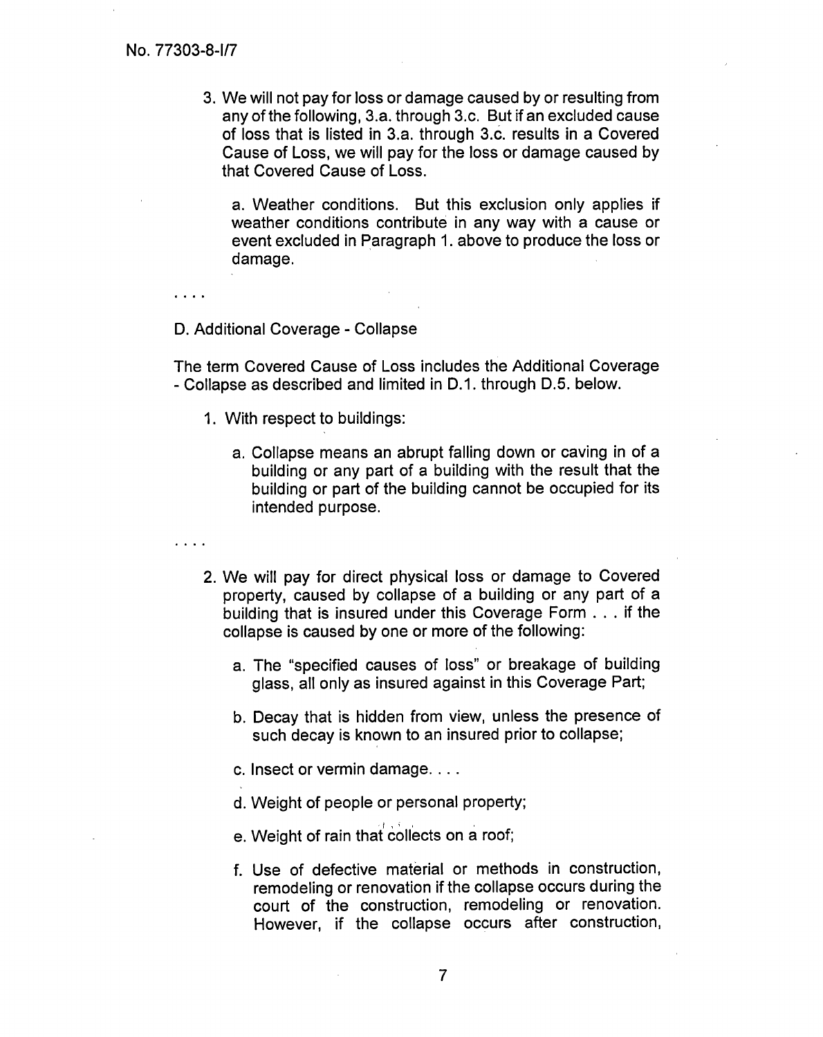3. We will not pay for loss or damage caused by or resulting from any of the following, 3.a. through 3.c. But if an excluded cause of loss that is listed in 3.a. through 3.c. results in a Covered Cause of Loss, we will pay for the loss or damage caused by that Covered Cause of Loss.

   a. Weather conditions. But this exclusion only applies if weather conditions contribute in any way with a cause or event excluded in Paragraph 1. above to produce the loss or damage.

. . . .

D. Additional Coverage - Collapse

The term Covered Cause of Loss includes the Additional Coverage - Collapse as described and limited in D.1. through D.5. below.

1. With respect to buildings:

   a. Collapse means an abrupt falling down or caving in of a building or any part of a building with the result that the building or part of the building cannot be occupied for its intended purpose.

. . . .

2. We will pay for direct physical loss or damage to Covered property, caused by collapse of a building or any part of a building that is insured under this Coverage Form . . . if the collapse is caused by one or more of the following:

   a. The "specified causes of loss" or breakage of building glass, all only as insured against in this Coverage Part;

   b. Decay that is hidden from view, unless the presence of such decay is known to an insured prior to collapse;

   c. Insect or vermin damage. . . .

   d. Weight of people or personal property;

   e. Weight of rain that collects on a roof;

   f. Use of defective material or methods in construction, remodeling or renovation if the collapse occurs during the court of the construction, remodeling or renovation. However, if the collapse occurs after construction,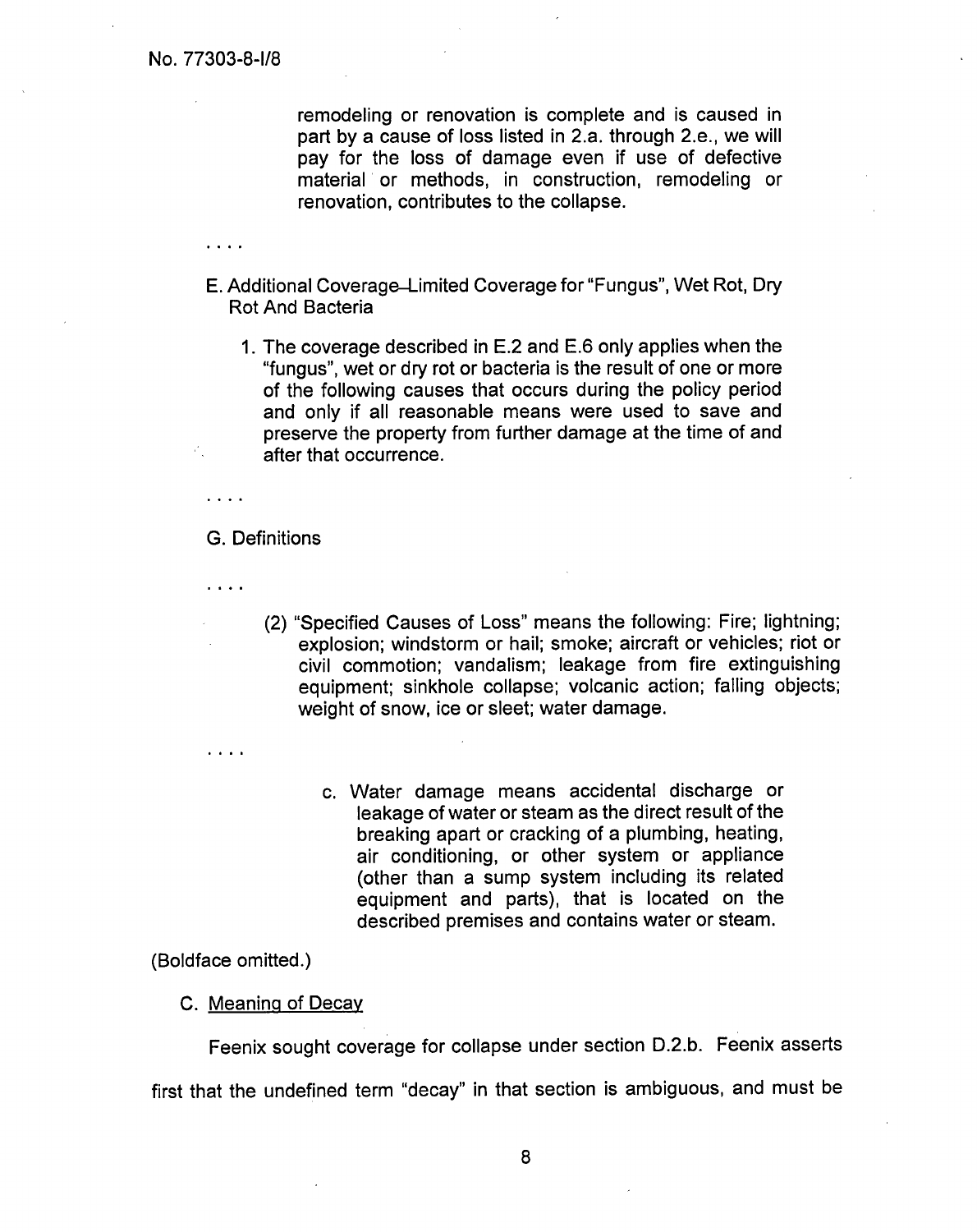remodeling or renovation is complete and is caused in part by a cause of loss listed in 2.a. through 2.e., we will pay for the loss of damage even if use of defective material or methods, in construction, remodeling or renovation, contributes to the collapse.

. . . .

E. Additional Coverage—Limited Coverage for "Fungus", Wet Rot, Dry Rot And Bacteria

1. The coverage described in E.2 and E.6 only applies when the "fungus", wet or dry rot or bacteria is the result of one or more of the following causes that occurs during the policy period and only if all reasonable means were used to save and preserve the property from further damage at the time of and after that occurrence.

. . . .

G. Definitions

. . . .

(2) "Specified Causes of Loss" means the following: Fire; lightning; explosion; windstorm or hail; smoke; aircraft or vehicles; riot or civil commotion; vandalism; leakage from fire extinguishing equipment; sinkhole collapse; volcanic action; falling objects; weight of snow, ice or sleet; water damage.

. . . .

c. Water damage means accidental discharge or leakage of water or steam as the direct result of the breaking apart or cracking of a plumbing, heating, air conditioning, or other system or appliance (other than a sump system including its related equipment and parts), that is located on the described premises and contains water or steam.

(Boldface omitted.)

C. Meaning of Decay

Feenix sought coverage for collapse under section D.2.b. Feenix asserts first that the undefined term "decay" in that section is ambiguous, and must be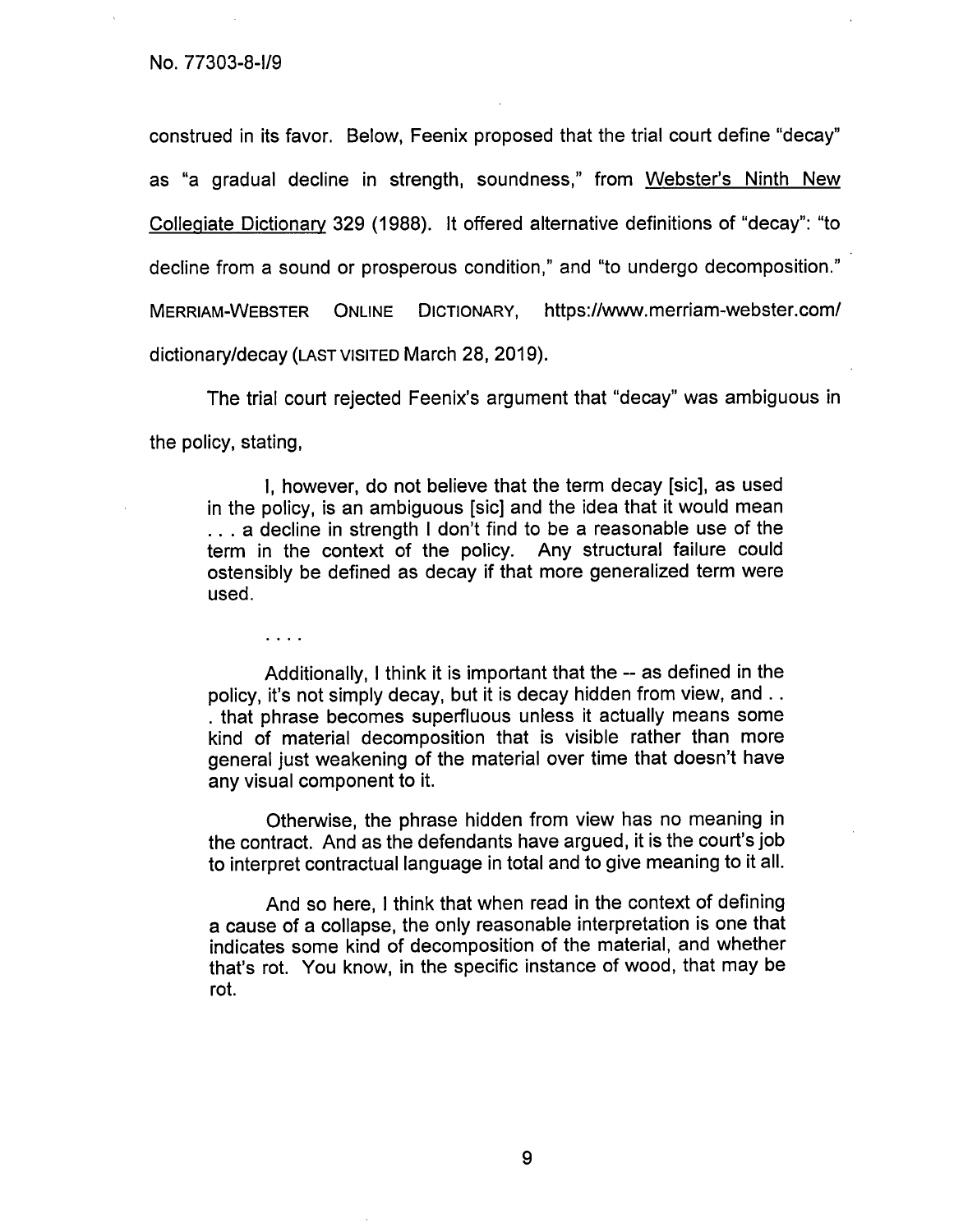construed in its favor. Below, Feenix proposed that the trial court define "decay" as "a gradual decline in strength, soundness," from Webster's Ninth New Collegiate Dictionary 329 (1988). It offered alternative definitions of "decay": "to decline from a sound or prosperous condition," and "to undergo decomposition." MERRIAM-WEBSTER ONLINE DICTIONARY, https://www.merriam-webster.com/dictionary/decay (LAST VISITED March 28, 2019).

The trial court rejected Feenix's argument that "decay" was ambiguous in the policy, stating,

> I, however, do not believe that the term decay [sic], as used in the policy, is an ambiguous [sic] and the idea that it would mean . . . a decline in strength I don't find to be a reasonable use of the term in the context of the policy. Any structural failure could ostensibly be defined as decay if that more generalized term were used.
>
> . . . .
>
> Additionally, I think it is important that the -- as defined in the policy, it's not simply decay, but it is decay hidden from view, and . . . that phrase becomes superfluous unless it actually means some kind of material decomposition that is visible rather than more general just weakening of the material over time that doesn't have any visual component to it.
>
> Otherwise, the phrase hidden from view has no meaning in the contract. And as the defendants have argued, it is the court's job to interpret contractual language in total and to give meaning to it all.
>
> And so here, I think that when read in the context of defining a cause of a collapse, the only reasonable interpretation is one that indicates some kind of decomposition of the material, and whether that's rot. You know, in the specific instance of wood, that may be rot.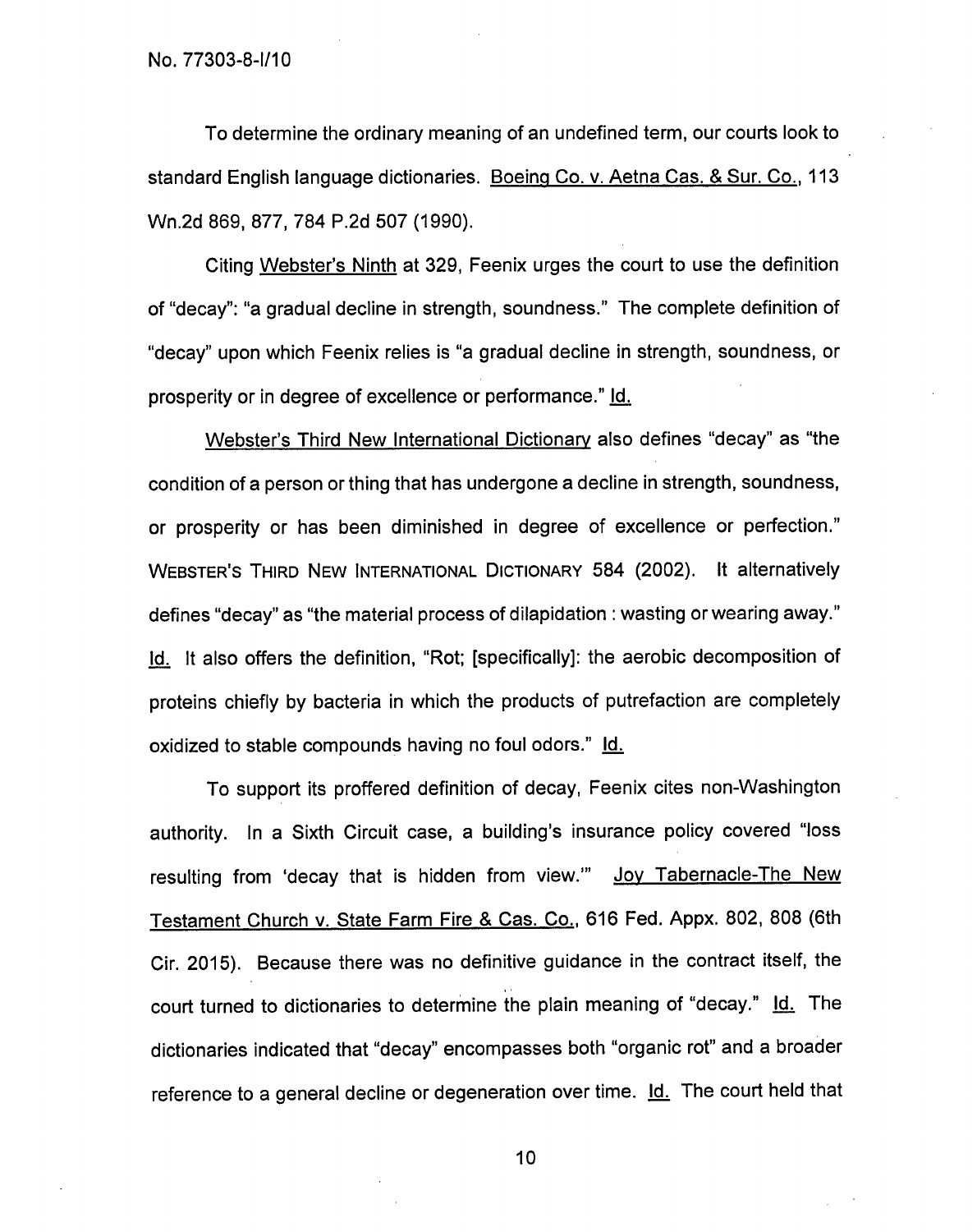To determine the ordinary meaning of an undefined term, our courts look to standard English language dictionaries. Boeing Co. v. Aetna Cas. & Sur. Co., 113 Wn.2d 869, 877, 784 P.2d 507 (1990).

Citing Webster's Ninth at 329, Feenix urges the court to use the definition of "decay": "a gradual decline in strength, soundness." The complete definition of "decay" upon which Feenix relies is "a gradual decline in strength, soundness, or prosperity or in degree of excellence or performance." Id.

Webster's Third New International Dictionary also defines "decay" as "the condition of a person or thing that has undergone a decline in strength, soundness, or prosperity or has been diminished in degree of excellence or perfection." WEBSTER'S THIRD NEW INTERNATIONAL DICTIONARY 584 (2002). It alternatively defines "decay" as "the material process of dilapidation : wasting or wearing away." Id. It also offers the definition, "Rot; [specifically]: the aerobic decomposition of proteins chiefly by bacteria in which the products of putrefaction are completely oxidized to stable compounds having no foul odors." Id.

To support its proffered definition of decay, Feenix cites non-Washington authority. In a Sixth Circuit case, a building's insurance policy covered "loss resulting from 'decay that is hidden from view.'" Joy Tabernacle-The New Testament Church v. State Farm Fire & Cas. Co., 616 Fed. Appx. 802, 808 (6th Cir. 2015). Because there was no definitive guidance in the contract itself, the court turned to dictionaries to determine the plain meaning of "decay." Id. The dictionaries indicated that "decay" encompasses both "organic rot" and a broader reference to a general decline or degeneration over time. Id. The court held that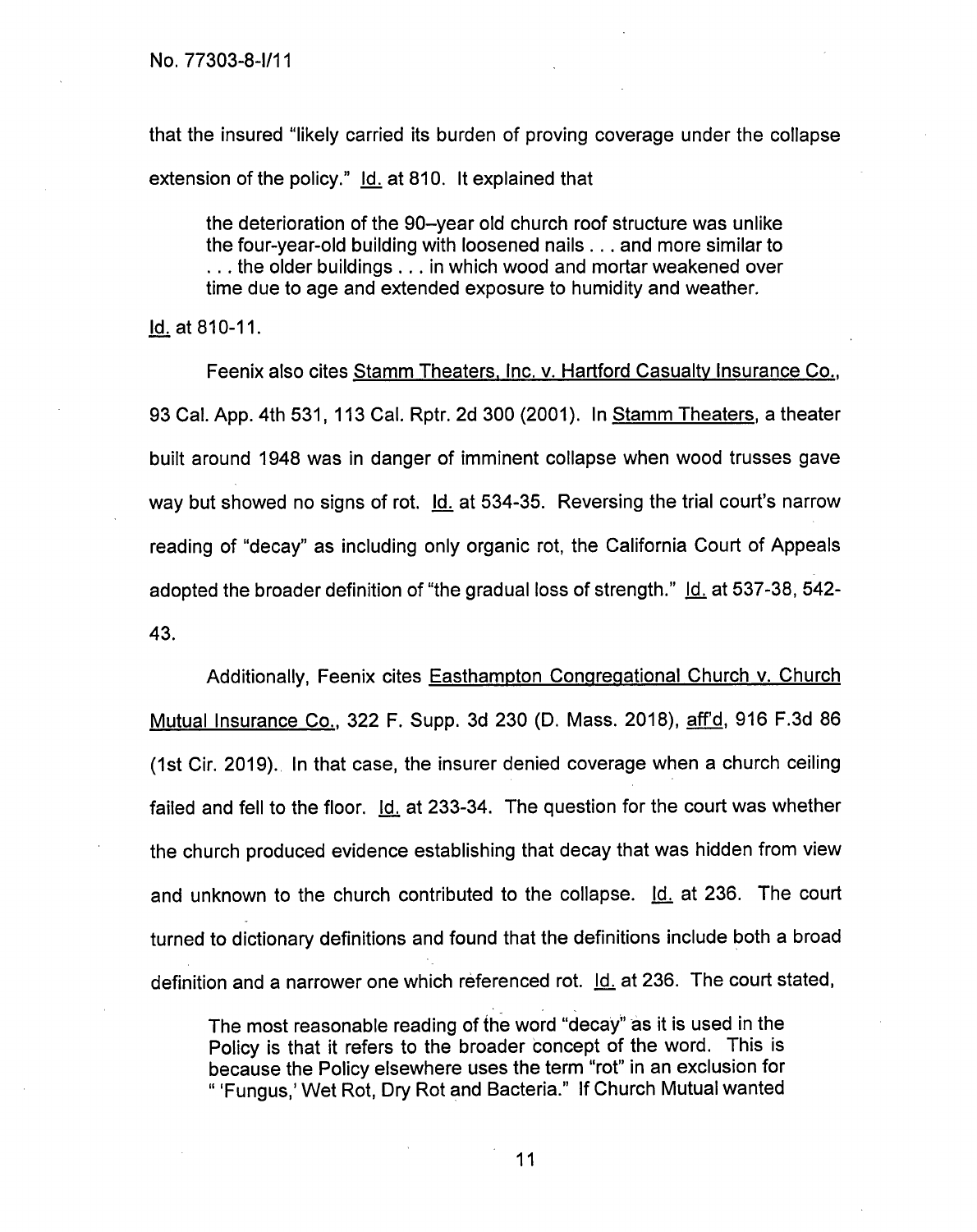that the insured "likely carried its burden of proving coverage under the collapse extension of the policy." Id. at 810. It explained that

> the deterioration of the 90–year old church roof structure was unlike the four-year-old building with loosened nails . . . and more similar to . . . the older buildings . . . in which wood and mortar weakened over time due to age and extended exposure to humidity and weather.

Id. at 810-11.

Feenix also cites Stamm Theaters, Inc. v. Hartford Casualty Insurance Co., 93 Cal. App. 4th 531, 113 Cal. Rptr. 2d 300 (2001). In Stamm Theaters, a theater built around 1948 was in danger of imminent collapse when wood trusses gave way but showed no signs of rot. Id. at 534-35. Reversing the trial court's narrow reading of "decay" as including only organic rot, the California Court of Appeals adopted the broader definition of "the gradual loss of strength." Id. at 537-38, 542-43.

Additionally, Feenix cites Easthampton Congregational Church v. Church Mutual Insurance Co., 322 F. Supp. 3d 230 (D. Mass. 2018), aff'd, 916 F.3d 86 (1st Cir. 2019). In that case, the insurer denied coverage when a church ceiling failed and fell to the floor. Id. at 233-34. The question for the court was whether the church produced evidence establishing that decay that was hidden from view and unknown to the church contributed to the collapse. Id. at 236. The court turned to dictionary definitions and found that the definitions include both a broad definition and a narrower one which referenced rot. Id. at 236. The court stated,

> The most reasonable reading of the word "decay" as it is used in the Policy is that it refers to the broader concept of the word. This is because the Policy elsewhere uses the term "rot" in an exclusion for " 'Fungus,' Wet Rot, Dry Rot and Bacteria." If Church Mutual wanted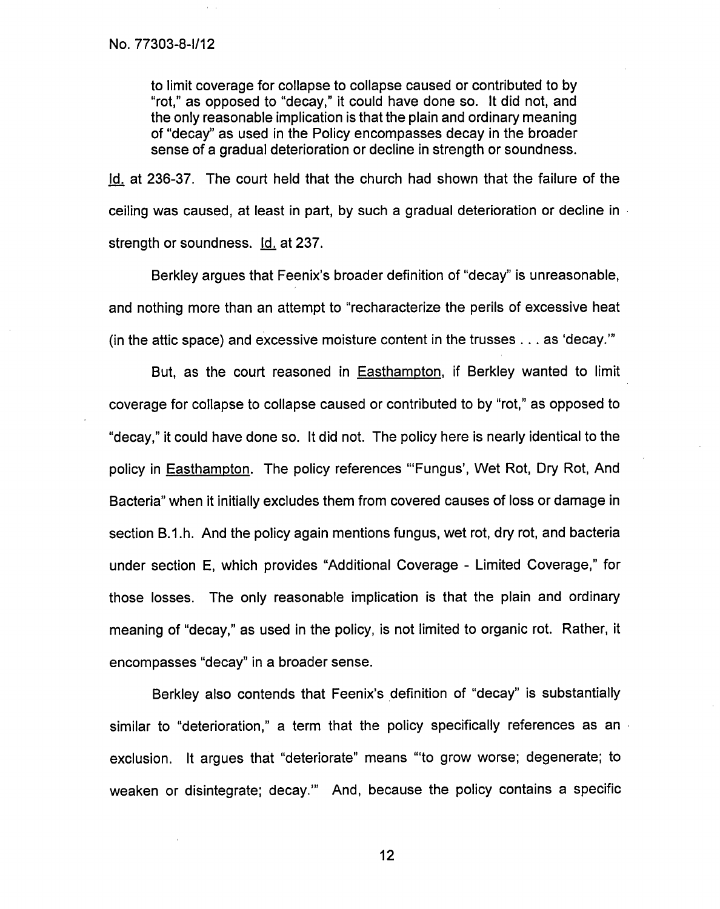> to limit coverage for collapse to collapse caused or contributed to by "rot," as opposed to "decay," it could have done so. It did not, and the only reasonable implication is that the plain and ordinary meaning of "decay" as used in the Policy encompasses decay in the broader sense of a gradual deterioration or decline in strength or soundness.

Id. at 236-37. The court held that the church had shown that the failure of the ceiling was caused, at least in part, by such a gradual deterioration or decline in strength or soundness. Id. at 237.

Berkley argues that Feenix's broader definition of "decay" is unreasonable, and nothing more than an attempt to "recharacterize the perils of excessive heat (in the attic space) and excessive moisture content in the trusses . . . as 'decay.'"

But, as the court reasoned in Easthampton, if Berkley wanted to limit coverage for collapse to collapse caused or contributed to by "rot," as opposed to "decay," it could have done so. It did not. The policy here is nearly identical to the policy in Easthampton. The policy references "'Fungus', Wet Rot, Dry Rot, And Bacteria" when it initially excludes them from covered causes of loss or damage in section B.1.h. And the policy again mentions fungus, wet rot, dry rot, and bacteria under section E, which provides "Additional Coverage - Limited Coverage," for those losses. The only reasonable implication is that the plain and ordinary meaning of "decay," as used in the policy, is not limited to organic rot. Rather, it encompasses "decay" in a broader sense.

Berkley also contends that Feenix's definition of "decay" is substantially similar to "deterioration," a term that the policy specifically references as an exclusion. It argues that "deteriorate" means "'to grow worse; degenerate; to weaken or disintegrate; decay.'" And, because the policy contains a specific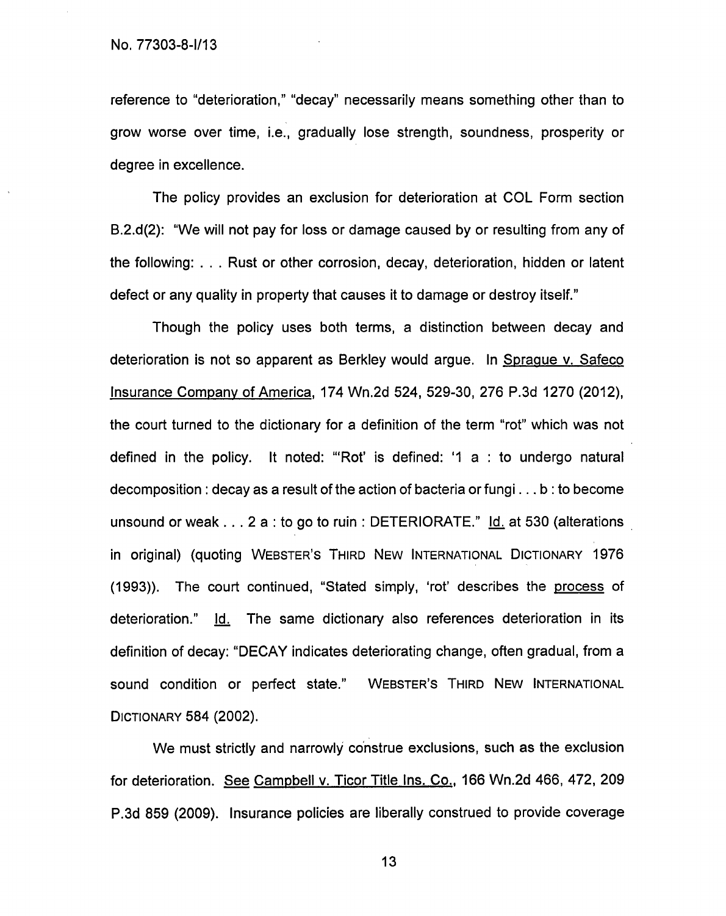reference to "deterioration," "decay" necessarily means something other than to grow worse over time, i.e., gradually lose strength, soundness, prosperity or degree in excellence.

The policy provides an exclusion for deterioration at COL Form section B.2.d(2): "We will not pay for loss or damage caused by or resulting from any of the following: . . . Rust or other corrosion, decay, deterioration, hidden or latent defect or any quality in property that causes it to damage or destroy itself."

Though the policy uses both terms, a distinction between decay and deterioration is not so apparent as Berkley would argue. In Sprague v. Safeco Insurance Company of America, 174 Wn.2d 524, 529-30, 276 P.3d 1270 (2012), the court turned to the dictionary for a definition of the term "rot" which was not defined in the policy. It noted: "'Rot' is defined: '1 a : to undergo natural decomposition : decay as a result of the action of bacteria or fungi . . . b : to become unsound or weak . . . 2 a : to go to ruin : DETERIORATE." Id. at 530 (alterations in original) (quoting WEBSTER'S THIRD NEW INTERNATIONAL DICTIONARY 1976 (1993)). The court continued, "Stated simply, 'rot' describes the process of deterioration." Id. The same dictionary also references deterioration in its definition of decay: "DECAY indicates deteriorating change, often gradual, from a sound condition or perfect state." WEBSTER'S THIRD NEW INTERNATIONAL DICTIONARY 584 (2002).

We must strictly and narrowly construe exclusions, such as the exclusion for deterioration. See Campbell v. Ticor Title Ins. Co., 166 Wn.2d 466, 472, 209 P.3d 859 (2009). Insurance policies are liberally construed to provide coverage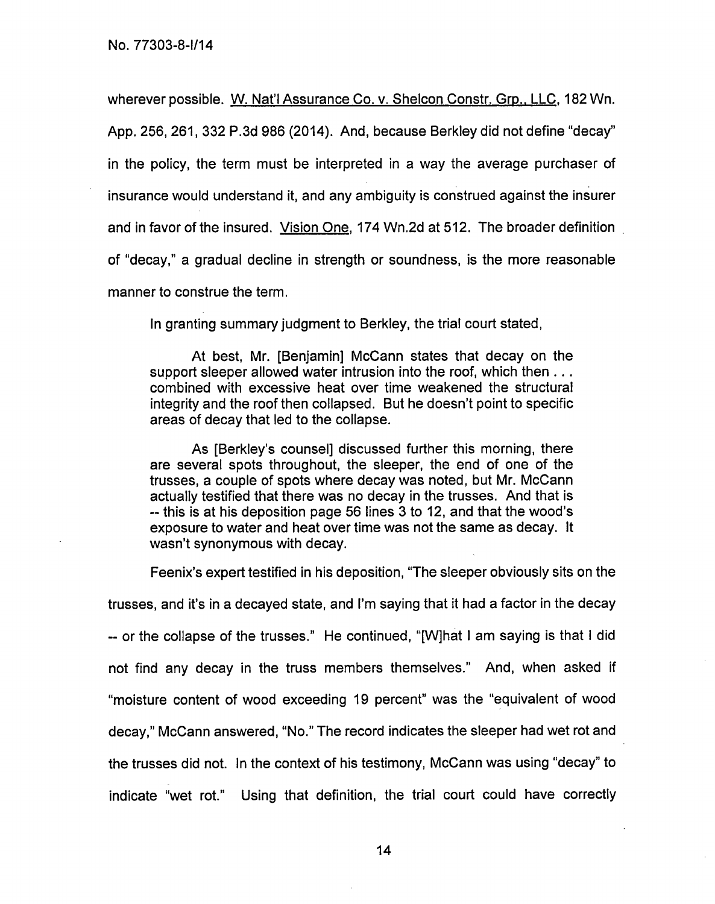wherever possible. W. Nat'l Assurance Co. v. Shelcon Constr. Grp., LLC, 182 Wn. App. 256, 261, 332 P.3d 986 (2014). And, because Berkley did not define "decay" in the policy, the term must be interpreted in a way the average purchaser of insurance would understand it, and any ambiguity is construed against the insurer and in favor of the insured. Vision One, 174 Wn.2d at 512. The broader definition of "decay," a gradual decline in strength or soundness, is the more reasonable manner to construe the term.

In granting summary judgment to Berkley, the trial court stated,

> At best, Mr. [Benjamin] McCann states that decay on the support sleeper allowed water intrusion into the roof, which then . . . combined with excessive heat over time weakened the structural integrity and the roof then collapsed. But he doesn't point to specific areas of decay that led to the collapse.
>
> As [Berkley's counsel] discussed further this morning, there are several spots throughout, the sleeper, the end of one of the trusses, a couple of spots where decay was noted, but Mr. McCann actually testified that there was no decay in the trusses. And that is -- this is at his deposition page 56 lines 3 to 12, and that the wood's exposure to water and heat over time was not the same as decay. It wasn't synonymous with decay.

Feenix's expert testified in his deposition, "The sleeper obviously sits on the trusses, and it's in a decayed state, and I'm saying that it had a factor in the decay -- or the collapse of the trusses." He continued, "[W]hat I am saying is that I did not find any decay in the truss members themselves." And, when asked if "moisture content of wood exceeding 19 percent" was the "equivalent of wood decay," McCann answered, "No." The record indicates the sleeper had wet rot and the trusses did not. In the context of his testimony, McCann was using "decay" to indicate "wet rot." Using that definition, the trial court could have correctly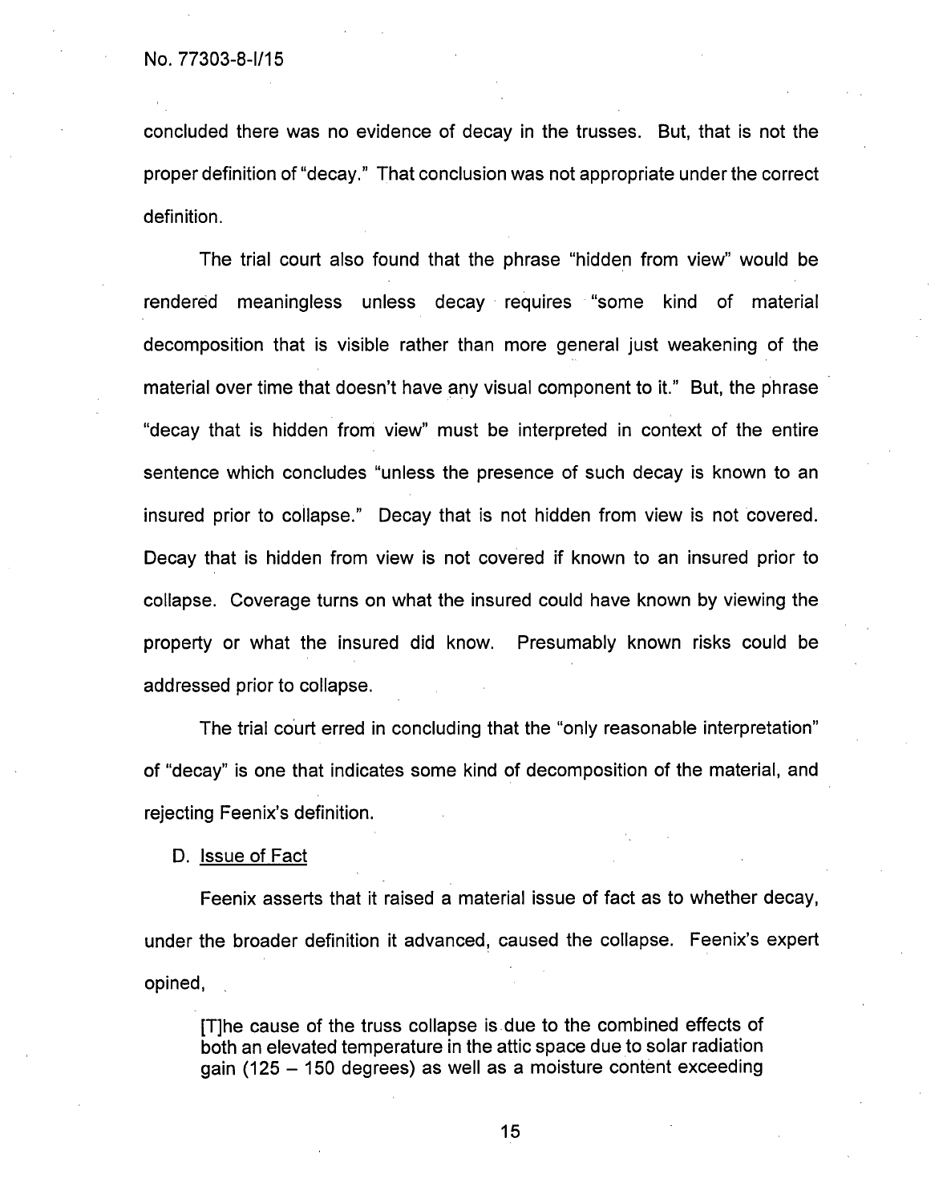concluded there was no evidence of decay in the trusses. But, that is not the proper definition of "decay." That conclusion was not appropriate under the correct definition.

The trial court also found that the phrase "hidden from view" would be rendered meaningless unless decay requires "some kind of material decomposition that is visible rather than more general just weakening of the material over time that doesn't have any visual component to it." But, the phrase "decay that is hidden from view" must be interpreted in context of the entire sentence which concludes "unless the presence of such decay is known to an insured prior to collapse." Decay that is not hidden from view is not covered. Decay that is hidden from view is not covered if known to an insured prior to collapse. Coverage turns on what the insured could have known by viewing the property or what the insured did know. Presumably known risks could be addressed prior to collapse.

The trial court erred in concluding that the "only reasonable interpretation" of "decay" is one that indicates some kind of decomposition of the material, and rejecting Feenix's definition.

D. Issue of Fact

Feenix asserts that it raised a material issue of fact as to whether decay, under the broader definition it advanced, caused the collapse. Feenix's expert opined,

> [T]he cause of the truss collapse is due to the combined effects of both an elevated temperature in the attic space due to solar radiation gain (125 – 150 degrees) as well as a moisture content exceeding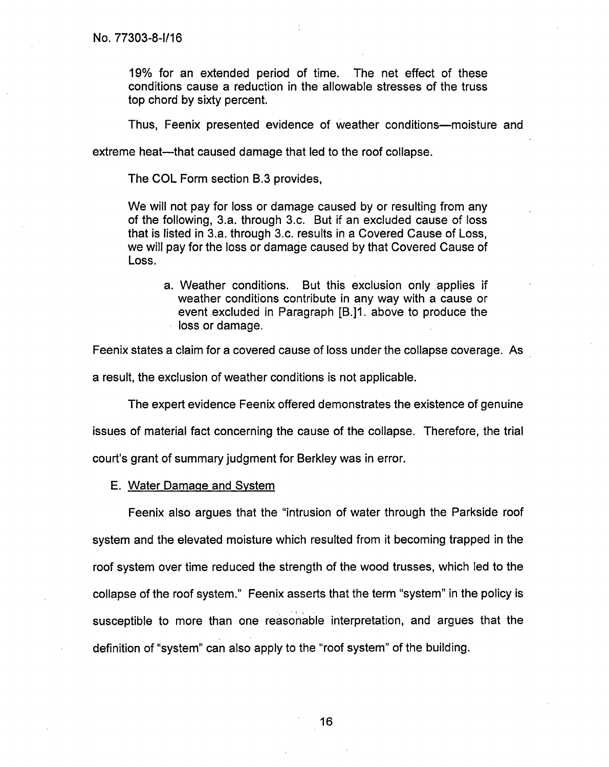> 19% for an extended period of time. The net effect of these conditions cause a reduction in the allowable stresses of the truss top chord by sixty percent.

Thus, Feenix presented evidence of weather conditions—moisture and extreme heat—that caused damage that led to the roof collapse.

The COL Form section B.3 provides,

> We will not pay for loss or damage caused by or resulting from any of the following, 3.a. through 3.c. But if an excluded cause of loss that is listed in 3.a. through 3.c. results in a Covered Cause of Loss, we will pay for the loss or damage caused by that Covered Cause of Loss.
>
> > a. Weather conditions. But this exclusion only applies if weather conditions contribute in any way with a cause or event excluded in Paragraph [B.]1. above to produce the loss or damage.

Feenix states a claim for a covered cause of loss under the collapse coverage. As a result, the exclusion of weather conditions is not applicable.

The expert evidence Feenix offered demonstrates the existence of genuine issues of material fact concerning the cause of the collapse. Therefore, the trial court's grant of summary judgment for Berkley was in error.

E. Water Damage and System

Feenix also argues that the "intrusion of water through the Parkside roof system and the elevated moisture which resulted from it becoming trapped in the roof system over time reduced the strength of the wood trusses, which led to the collapse of the roof system." Feenix asserts that the term "system" in the policy is susceptible to more than one reasonable interpretation, and argues that the definition of "system" can also apply to the "roof system" of the building.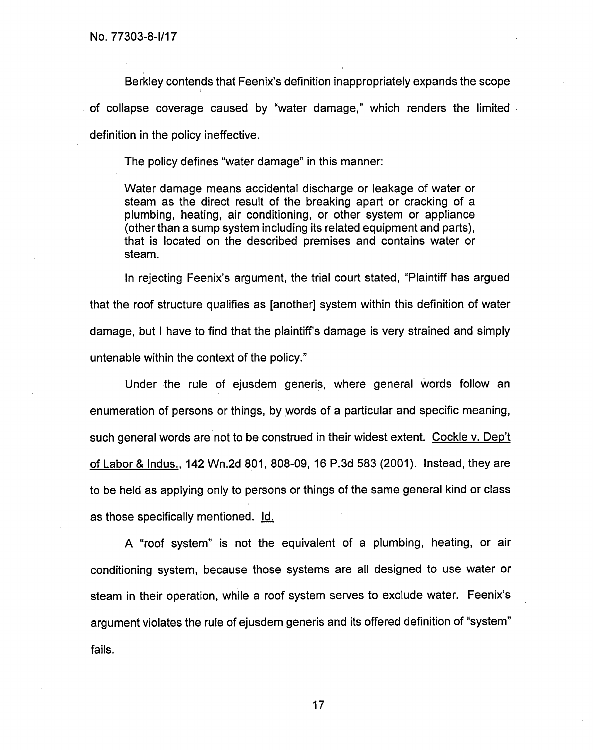Berkley contends that Feenix's definition inappropriately expands the scope of collapse coverage caused by "water damage," which renders the limited definition in the policy ineffective.

The policy defines "water damage" in this manner:

> Water damage means accidental discharge or leakage of water or steam as the direct result of the breaking apart or cracking of a plumbing, heating, air conditioning, or other system or appliance (other than a sump system including its related equipment and parts), that is located on the described premises and contains water or steam.

In rejecting Feenix's argument, the trial court stated, "Plaintiff has argued that the roof structure qualifies as [another] system within this definition of water damage, but I have to find that the plaintiff's damage is very strained and simply untenable within the context of the policy."

Under the rule of ejusdem generis, where general words follow an enumeration of persons or things, by words of a particular and specific meaning, such general words are not to be construed in their widest extent. Cockle v. Dep't of Labor & Indus., 142 Wn.2d 801, 808-09, 16 P.3d 583 (2001). Instead, they are to be held as applying only to persons or things of the same general kind or class as those specifically mentioned. Id.

A "roof system" is not the equivalent of a plumbing, heating, or air conditioning system, because those systems are all designed to use water or steam in their operation, while a roof system serves to exclude water. Feenix's argument violates the rule of ejusdem generis and its offered definition of "system" fails.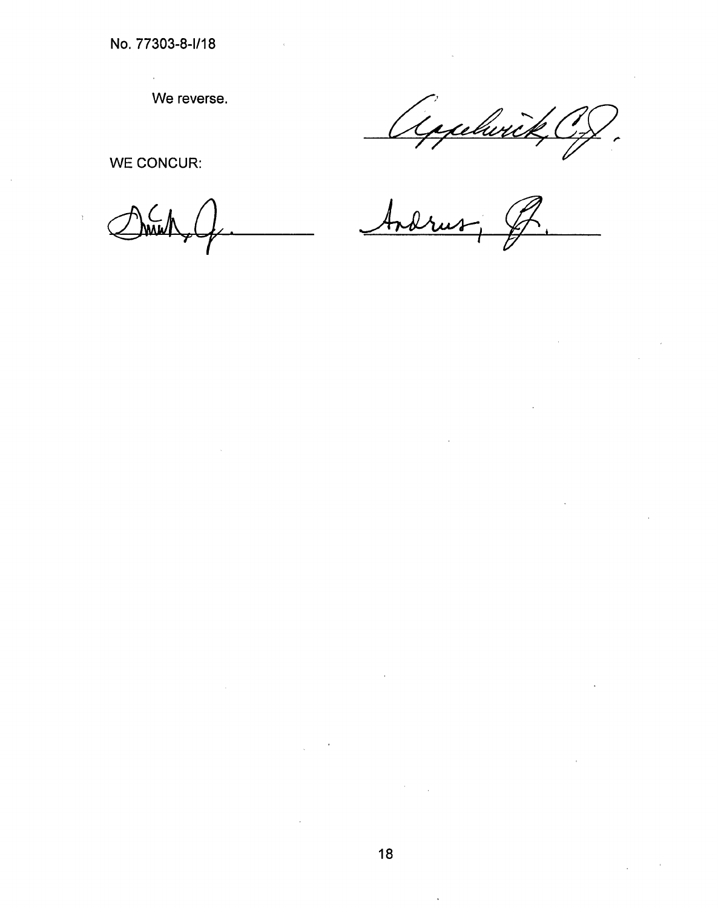No. 77303-8-I/18

We reverse.

Appelwick, C.J.

WE CONCUR:

Smith, J.

Andrus, J.